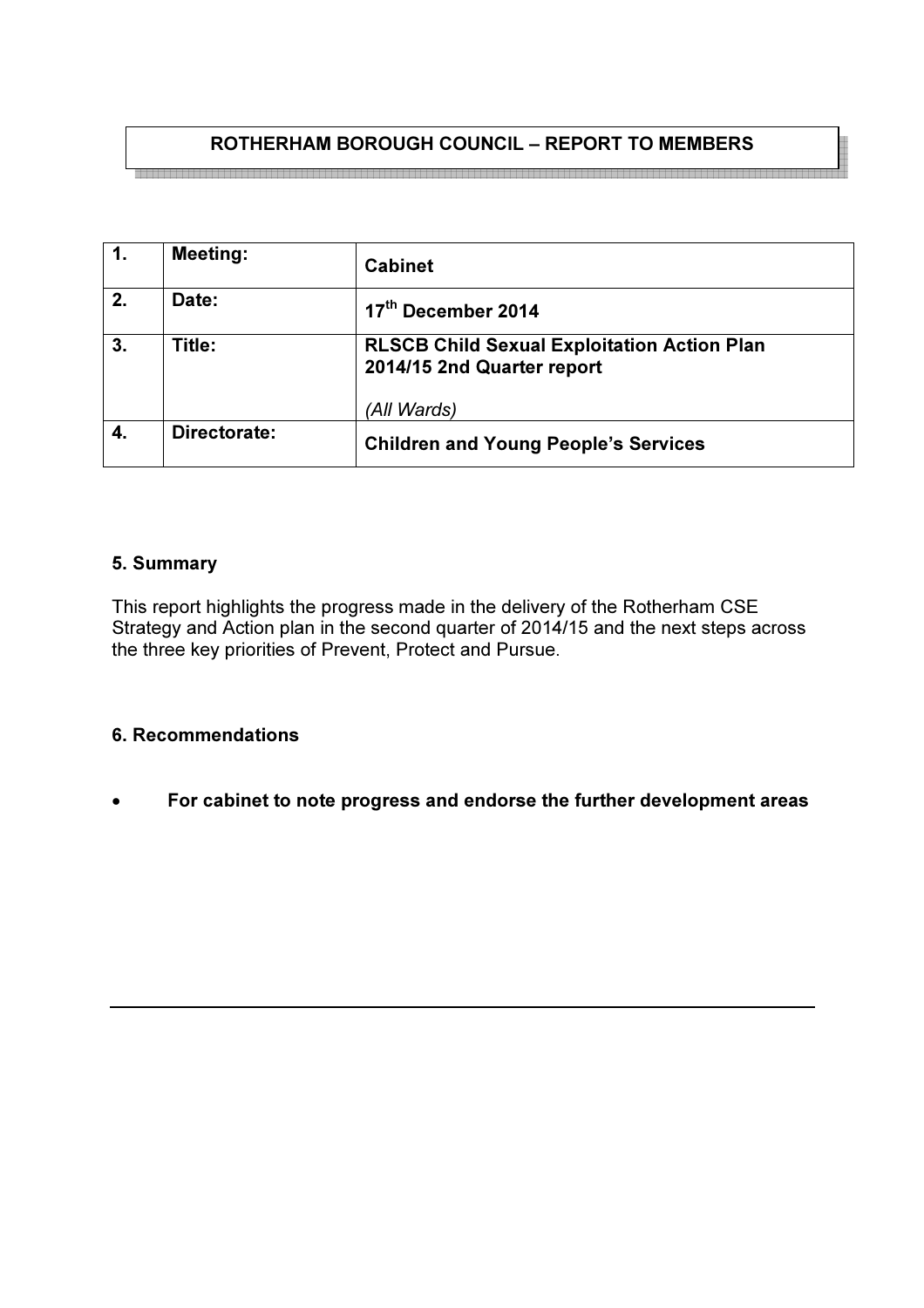# ROTHERHAM BOROUGH COUNCIL – REPORT TO MEMBERS

| | | |
|---|---|---|
| **1.** | **Meeting:** | **Cabinet** |
| **2.** | **Date:** | **17th December 2014** |
| **3.** | **Title:** | **RLSCB Child Sexual Exploitation Action Plan 2014/15 2nd Quarter report**<br><br>*(All Wards)* |
| **4.** | **Directorate:** | **Children and Young People's Services** |

## 5. Summary

This report highlights the progress made in the delivery of the Rotherham CSE Strategy and Action plan in the second quarter of 2014/15 and the next steps across the three key priorities of Prevent, Protect and Pursue.

## 6. Recommendations

- **For cabinet to note progress and endorse the further development areas**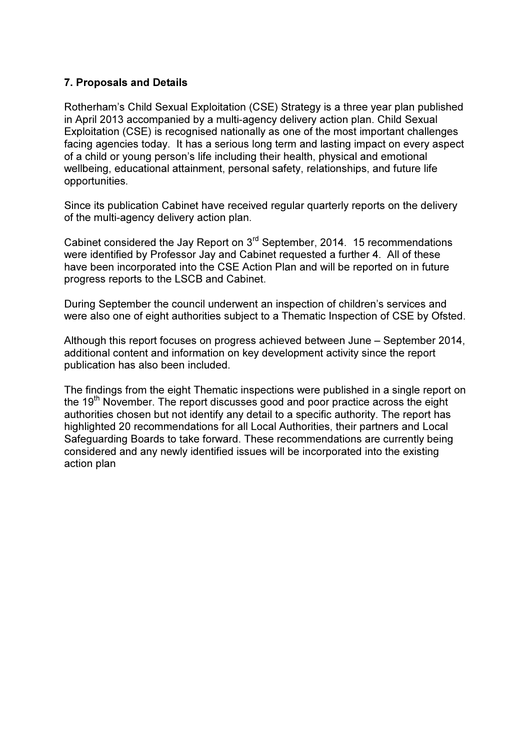### 7. Proposals and Details

Rotherham's Child Sexual Exploitation (CSE) Strategy is a three year plan published in April 2013 accompanied by a multi-agency delivery action plan. Child Sexual Exploitation (CSE) is recognised nationally as one of the most important challenges facing agencies today. It has a serious long term and lasting impact on every aspect of a child or young person's life including their health, physical and emotional wellbeing, educational attainment, personal safety, relationships, and future life opportunities.

Since its publication Cabinet have received regular quarterly reports on the delivery of the multi-agency delivery action plan.

Cabinet considered the Jay Report on 3rd September, 2014. 15 recommendations were identified by Professor Jay and Cabinet requested a further 4. All of these have been incorporated into the CSE Action Plan and will be reported on in future progress reports to the LSCB and Cabinet.

During September the council underwent an inspection of children's services and were also one of eight authorities subject to a Thematic Inspection of CSE by Ofsted.

Although this report focuses on progress achieved between June – September 2014, additional content and information on key development activity since the report publication has also been included.

The findings from the eight Thematic inspections were published in a single report on the 19th November. The report discusses good and poor practice across the eight authorities chosen but not identify any detail to a specific authority. The report has highlighted 20 recommendations for all Local Authorities, their partners and Local Safeguarding Boards to take forward. These recommendations are currently being considered and any newly identified issues will be incorporated into the existing action plan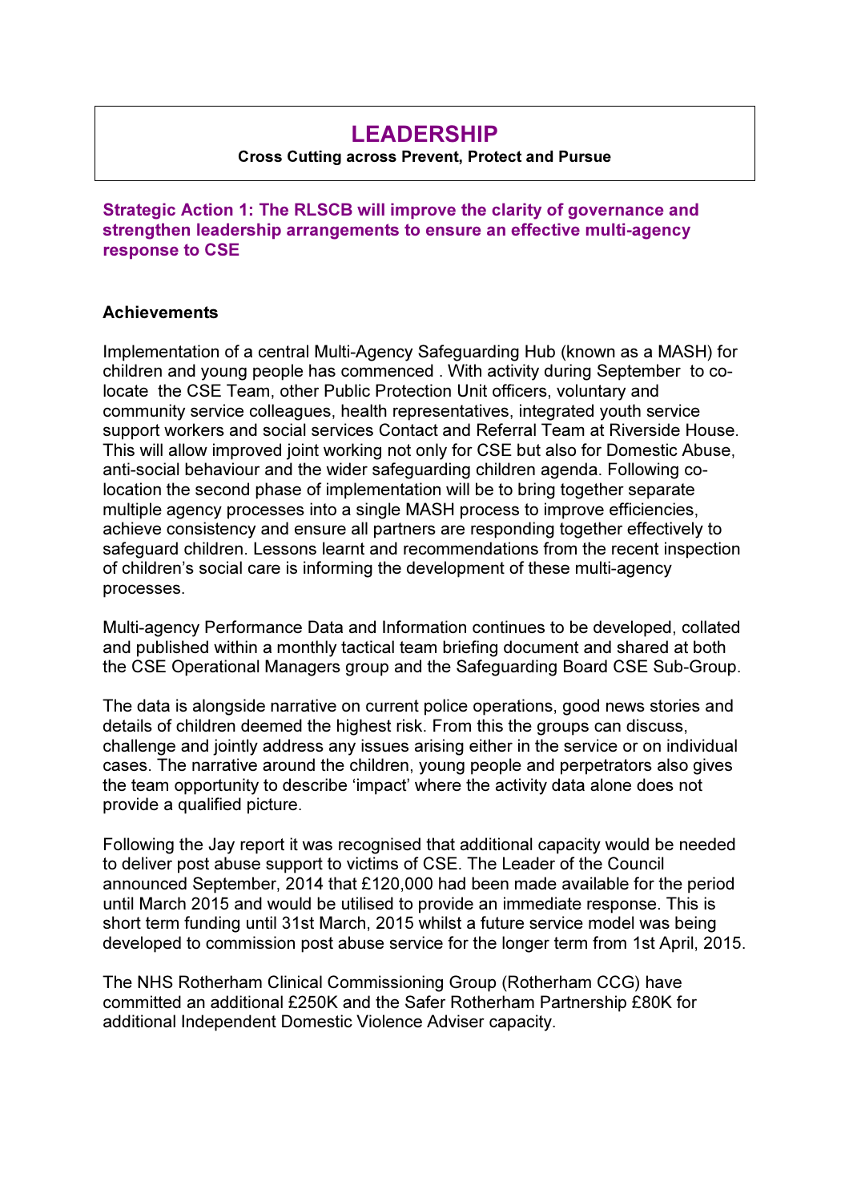# LEADERSHIP

**Cross Cutting across Prevent, Protect and Pursue**

### Strategic Action 1: The RLSCB will improve the clarity of governance and strengthen leadership arrangements to ensure an effective multi-agency response to CSE

**Achievements**

Implementation of a central Multi-Agency Safeguarding Hub (known as a MASH) for children and young people has commenced . With activity during September to co-locate the CSE Team, other Public Protection Unit officers, voluntary and community service colleagues, health representatives, integrated youth service support workers and social services Contact and Referral Team at Riverside House. This will allow improved joint working not only for CSE but also for Domestic Abuse, anti-social behaviour and the wider safeguarding children agenda. Following co-location the second phase of implementation will be to bring together separate multiple agency processes into a single MASH process to improve efficiencies, achieve consistency and ensure all partners are responding together effectively to safeguard children. Lessons learnt and recommendations from the recent inspection of children's social care is informing the development of these multi-agency processes.

Multi-agency Performance Data and Information continues to be developed, collated and published within a monthly tactical team briefing document and shared at both the CSE Operational Managers group and the Safeguarding Board CSE Sub-Group.

The data is alongside narrative on current police operations, good news stories and details of children deemed the highest risk. From this the groups can discuss, challenge and jointly address any issues arising either in the service or on individual cases. The narrative around the children, young people and perpetrators also gives the team opportunity to describe 'impact' where the activity data alone does not provide a qualified picture.

Following the Jay report it was recognised that additional capacity would be needed to deliver post abuse support to victims of CSE. The Leader of the Council announced September, 2014 that £120,000 had been made available for the period until March 2015 and would be utilised to provide an immediate response. This is short term funding until 31st March, 2015 whilst a future service model was being developed to commission post abuse service for the longer term from 1st April, 2015.

The NHS Rotherham Clinical Commissioning Group (Rotherham CCG) have committed an additional £250K and the Safer Rotherham Partnership £80K for additional Independent Domestic Violence Adviser capacity.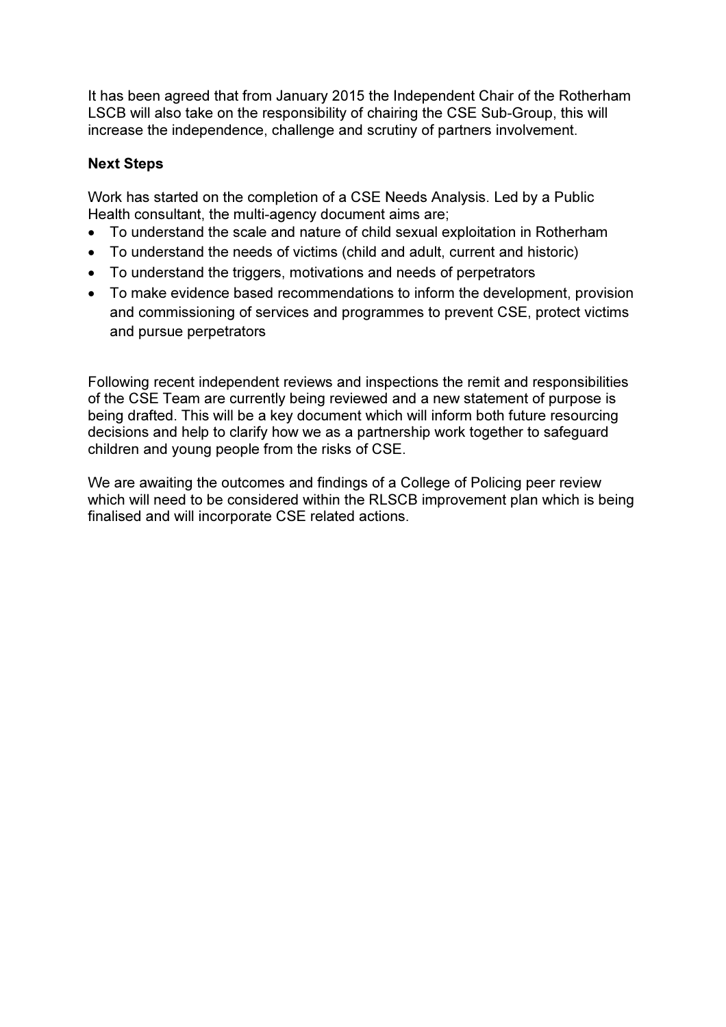It has been agreed that from January 2015 the Independent Chair of the Rotherham LSCB will also take on the responsibility of chairing the CSE Sub-Group, this will increase the independence, challenge and scrutiny of partners involvement.

**Next Steps**

Work has started on the completion of a CSE Needs Analysis. Led by a Public Health consultant, the multi-agency document aims are;

- To understand the scale and nature of child sexual exploitation in Rotherham
- To understand the needs of victims (child and adult, current and historic)
- To understand the triggers, motivations and needs of perpetrators
- To make evidence based recommendations to inform the development, provision and commissioning of services and programmes to prevent CSE, protect victims and pursue perpetrators

Following recent independent reviews and inspections the remit and responsibilities of the CSE Team are currently being reviewed and a new statement of purpose is being drafted. This will be a key document which will inform both future resourcing decisions and help to clarify how we as a partnership work together to safeguard children and young people from the risks of CSE.

We are awaiting the outcomes and findings of a College of Policing peer review which will need to be considered within the RLSCB improvement plan which is being finalised and will incorporate CSE related actions.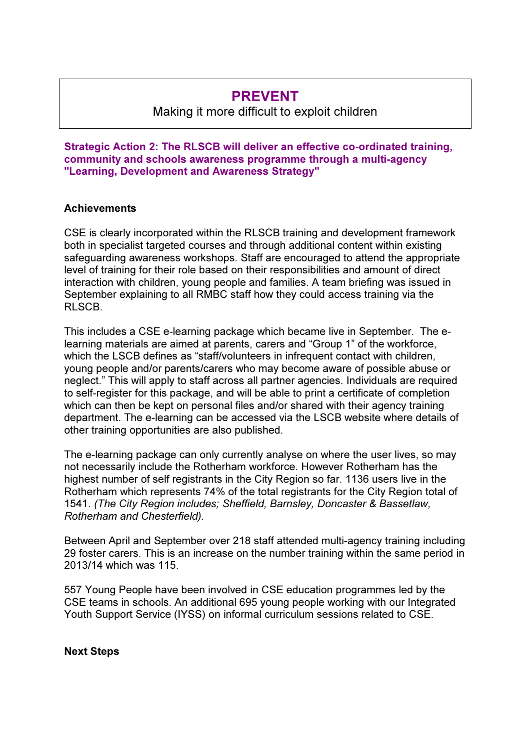## PREVENT

Making it more difficult to exploit children

**Strategic Action 2: The RLSCB will deliver an effective co-ordinated training, community and schools awareness programme through a multi-agency "Learning, Development and Awareness Strategy"**

**Achievements**

CSE is clearly incorporated within the RLSCB training and development framework both in specialist targeted courses and through additional content within existing safeguarding awareness workshops. Staff are encouraged to attend the appropriate level of training for their role based on their responsibilities and amount of direct interaction with children, young people and families. A team briefing was issued in September explaining to all RMBC staff how they could access training via the RLSCB.

This includes a CSE e-learning package which became live in September. The e-learning materials are aimed at parents, carers and "Group 1" of the workforce, which the LSCB defines as "staff/volunteers in infrequent contact with children, young people and/or parents/carers who may become aware of possible abuse or neglect." This will apply to staff across all partner agencies. Individuals are required to self-register for this package, and will be able to print a certificate of completion which can then be kept on personal files and/or shared with their agency training department. The e-learning can be accessed via the LSCB website where details of other training opportunities are also published.

The e-learning package can only currently analyse on where the user lives, so may not necessarily include the Rotherham workforce. However Rotherham has the highest number of self registrants in the City Region so far. 1136 users live in the Rotherham which represents 74% of the total registrants for the City Region total of 1541. *(The City Region includes; Sheffield, Barnsley, Doncaster & Bassetlaw, Rotherham and Chesterfield).*

Between April and September over 218 staff attended multi-agency training including 29 foster carers. This is an increase on the number training within the same period in 2013/14 which was 115.

557 Young People have been involved in CSE education programmes led by the CSE teams in schools. An additional 695 young people working with our Integrated Youth Support Service (IYSS) on informal curriculum sessions related to CSE.

**Next Steps**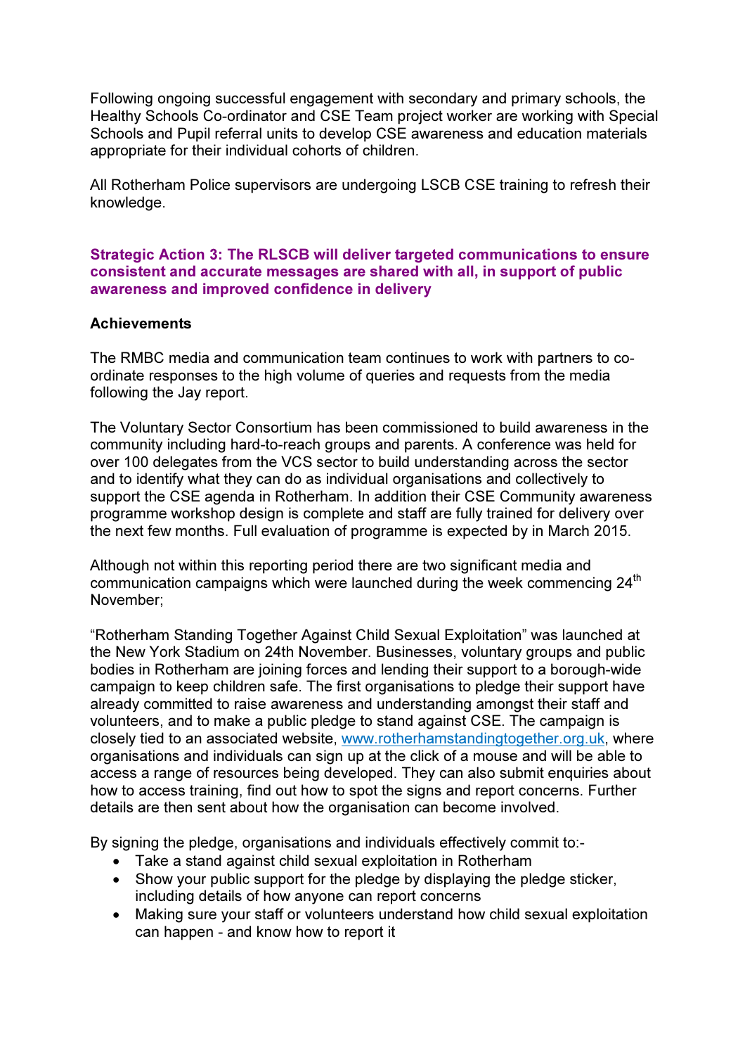Following ongoing successful engagement with secondary and primary schools, the Healthy Schools Co-ordinator and CSE Team project worker are working with Special Schools and Pupil referral units to develop CSE awareness and education materials appropriate for their individual cohorts of children.

All Rotherham Police supervisors are undergoing LSCB CSE training to refresh their knowledge.

### Strategic Action 3: The RLSCB will deliver targeted communications to ensure consistent and accurate messages are shared with all, in support of public awareness and improved confidence in delivery

**Achievements**

The RMBC media and communication team continues to work with partners to co-ordinate responses to the high volume of queries and requests from the media following the Jay report.

The Voluntary Sector Consortium has been commissioned to build awareness in the community including hard-to-reach groups and parents. A conference was held for over 100 delegates from the VCS sector to build understanding across the sector and to identify what they can do as individual organisations and collectively to support the CSE agenda in Rotherham. In addition their CSE Community awareness programme workshop design is complete and staff are fully trained for delivery over the next few months. Full evaluation of programme is expected by in March 2015.

Although not within this reporting period there are two significant media and communication campaigns which were launched during the week commencing 24th November;

"Rotherham Standing Together Against Child Sexual Exploitation" was launched at the New York Stadium on 24th November. Businesses, voluntary groups and public bodies in Rotherham are joining forces and lending their support to a borough-wide campaign to keep children safe. The first organisations to pledge their support have already committed to raise awareness and understanding amongst their staff and volunteers, and to make a public pledge to stand against CSE. The campaign is closely tied to an associated website, www.rotherhamstandingtogether.org.uk, where organisations and individuals can sign up at the click of a mouse and will be able to access a range of resources being developed. They can also submit enquiries about how to access training, find out how to spot the signs and report concerns. Further details are then sent about how the organisation can become involved.

By signing the pledge, organisations and individuals effectively commit to:-

- Take a stand against child sexual exploitation in Rotherham
- Show your public support for the pledge by displaying the pledge sticker, including details of how anyone can report concerns
- Making sure your staff or volunteers understand how child sexual exploitation can happen - and know how to report it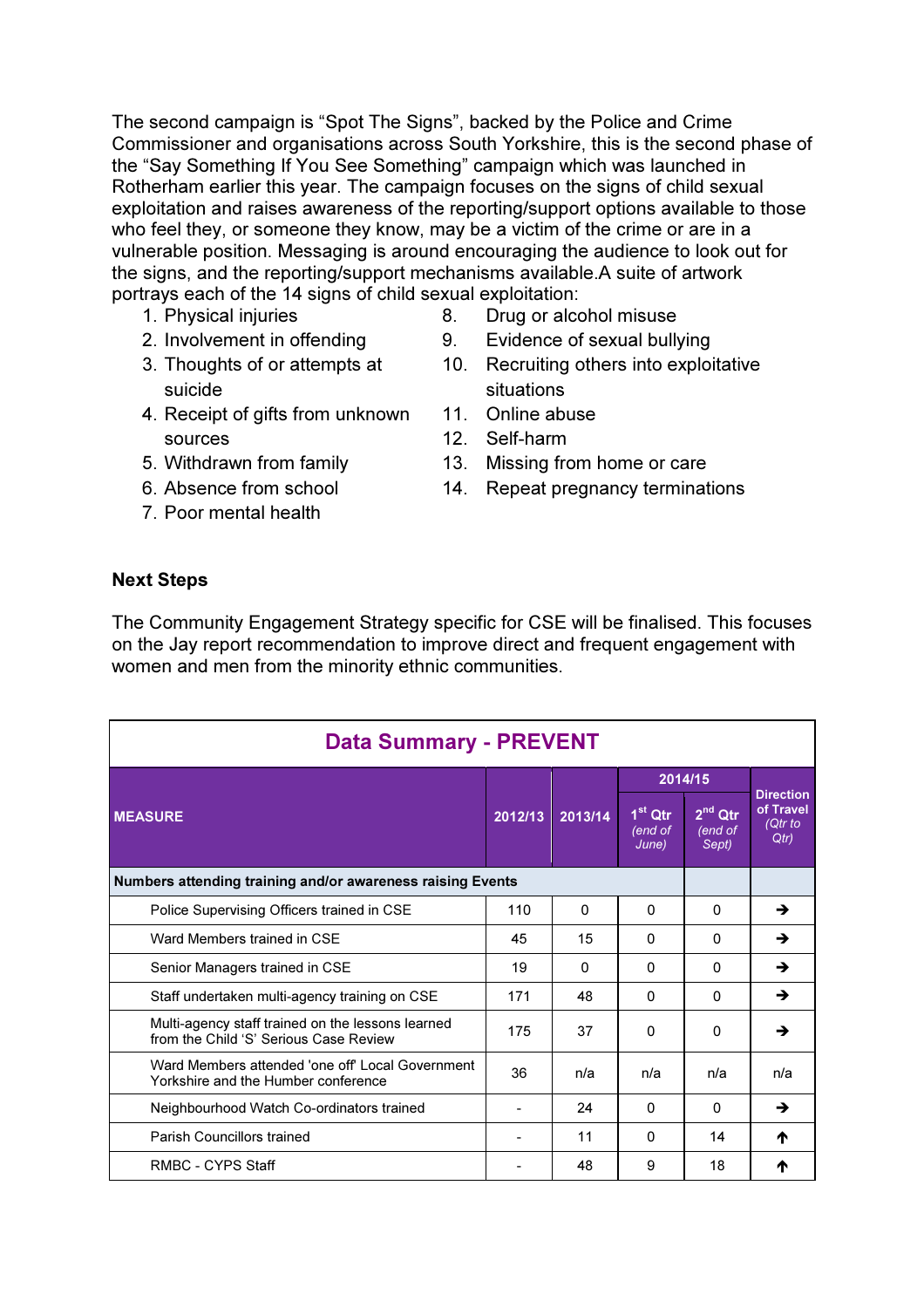The second campaign is "Spot The Signs", backed by the Police and Crime Commissioner and organisations across South Yorkshire, this is the second phase of the "Say Something If You See Something" campaign which was launched in Rotherham earlier this year. The campaign focuses on the signs of child sexual exploitation and raises awareness of the reporting/support options available to those who feel they, or someone they know, may be a victim of the crime or are in a vulnerable position. Messaging is around encouraging the audience to look out for the signs, and the reporting/support mechanisms available.A suite of artwork portrays each of the 14 signs of child sexual exploitation:

1. Physical injuries
2. Involvement in offending
3. Thoughts of or attempts at suicide
4. Receipt of gifts from unknown sources
5. Withdrawn from family
6. Absence from school
7. Poor mental health
8. Drug or alcohol misuse
9. Evidence of sexual bullying
10. Recruiting others into exploitative situations
11. Online abuse
12. Self-harm
13. Missing from home or care
14. Repeat pregnancy terminations

**Next Steps**

The Community Engagement Strategy specific for CSE will be finalised. This focuses on the Jay report recommendation to improve direct and frequent engagement with women and men from the minority ethnic communities.

| Data Summary - PREVENT | | | | | |
|---|---|---|---|---|---|
| MEASURE | 2012/13 | 2013/14 | 2014/15 | | Direction of Travel *(Qtr to Qtr)* |
| | | | 1st Qtr *(end of June)* | 2nd Qtr *(end of Sept)* | |
| **Numbers attending training and/or awareness raising Events** | | | | | |
| Police Supervising Officers trained in CSE | 110 | 0 | 0 | 0 | → |
| Ward Members trained in CSE | 45 | 15 | 0 | 0 | → |
| Senior Managers trained in CSE | 19 | 0 | 0 | 0 | → |
| Staff undertaken multi-agency training on CSE | 171 | 48 | 0 | 0 | → |
| Multi-agency staff trained on the lessons learned from the Child 'S' Serious Case Review | 175 | 37 | 0 | 0 | → |
| Ward Members attended 'one off' Local Government Yorkshire and the Humber conference | 36 | n/a | n/a | n/a | n/a |
| Neighbourhood Watch Co-ordinators trained | - | 24 | 0 | 0 | → |
| Parish Councillors trained | - | 11 | 0 | 14 | ↑ |
| RMBC - CYPS Staff | - | 48 | 9 | 18 | ↑ |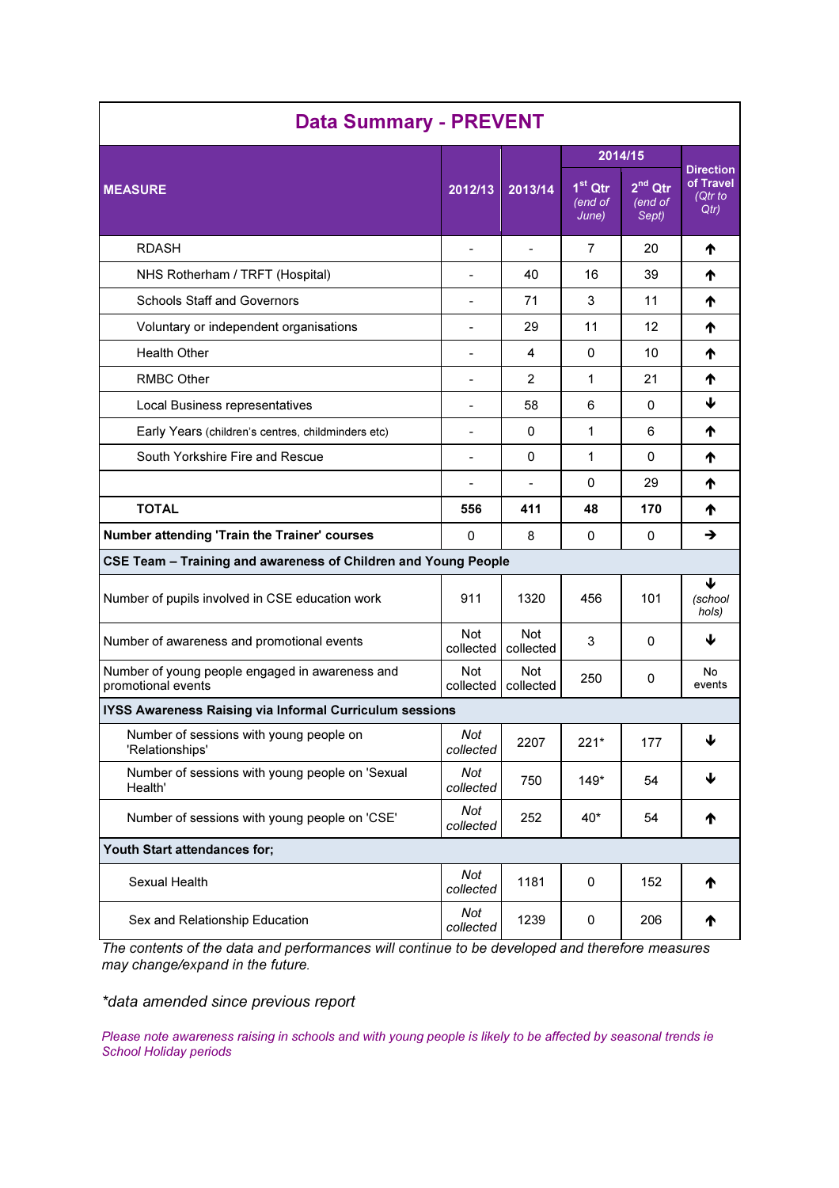## Data Summary - PREVENT

| MEASURE | 2012/13 | 2013/14 | 2014/15 | | Direction of Travel *(Qtr to Qtr)* |
|---|---|---|---|---|---|
| | | | 1st Qtr *(end of June)* | 2nd Qtr *(end of Sept)* | |
| RDASH | - | - | 7 | 20 | ↑ |
| NHS Rotherham / TRFT (Hospital) | - | 40 | 16 | 39 | ↑ |
| Schools Staff and Governors | - | 71 | 3 | 11 | ↑ |
| Voluntary or independent organisations | - | 29 | 11 | 12 | ↑ |
| Health Other | - | 4 | 0 | 10 | ↑ |
| RMBC Other | - | 2 | 1 | 21 | ↑ |
| Local Business representatives | - | 58 | 6 | 0 | ↓ |
| Early Years (children's centres, childminders etc) | - | 0 | 1 | 6 | ↑ |
| South Yorkshire Fire and Rescue | - | 0 | 1 | 0 | ↑ |
| | - | - | 0 | 29 | ↑ |
| **TOTAL** | **556** | **411** | **48** | **170** | ↑ |
| **Number attending 'Train the Trainer' courses** | 0 | 8 | 0 | 0 | → |
| **CSE Team – Training and awareness of Children and Young People** | | | | | |
| Number of pupils involved in CSE education work | 911 | 1320 | 456 | 101 | ↓ *(school hols)* |
| Number of awareness and promotional events | Not collected | Not collected | 3 | 0 | ↓ |
| Number of young people engaged in awareness and promotional events | Not collected | Not collected | 250 | 0 | No events |
| **IYSS Awareness Raising via Informal Curriculum sessions** | | | | | |
| Number of sessions with young people on 'Relationships' | *Not collected* | 2207 | 221* | 177 | ↓ |
| Number of sessions with young people on 'Sexual Health' | *Not collected* | 750 | 149* | 54 | ↓ |
| Number of sessions with young people on 'CSE' | *Not collected* | 252 | 40* | 54 | ↑ |
| **Youth Start attendances for;** | | | | | |
| Sexual Health | *Not collected* | 1181 | 0 | 152 | ↑ |
| Sex and Relationship Education | *Not collected* | 1239 | 0 | 206 | ↑ |

*The contents of the data and performances will continue to be developed and therefore measures may change/expand in the future.*

*\*data amended since previous report*

*Please note awareness raising in schools and with young people is likely to be affected by seasonal trends ie School Holiday periods*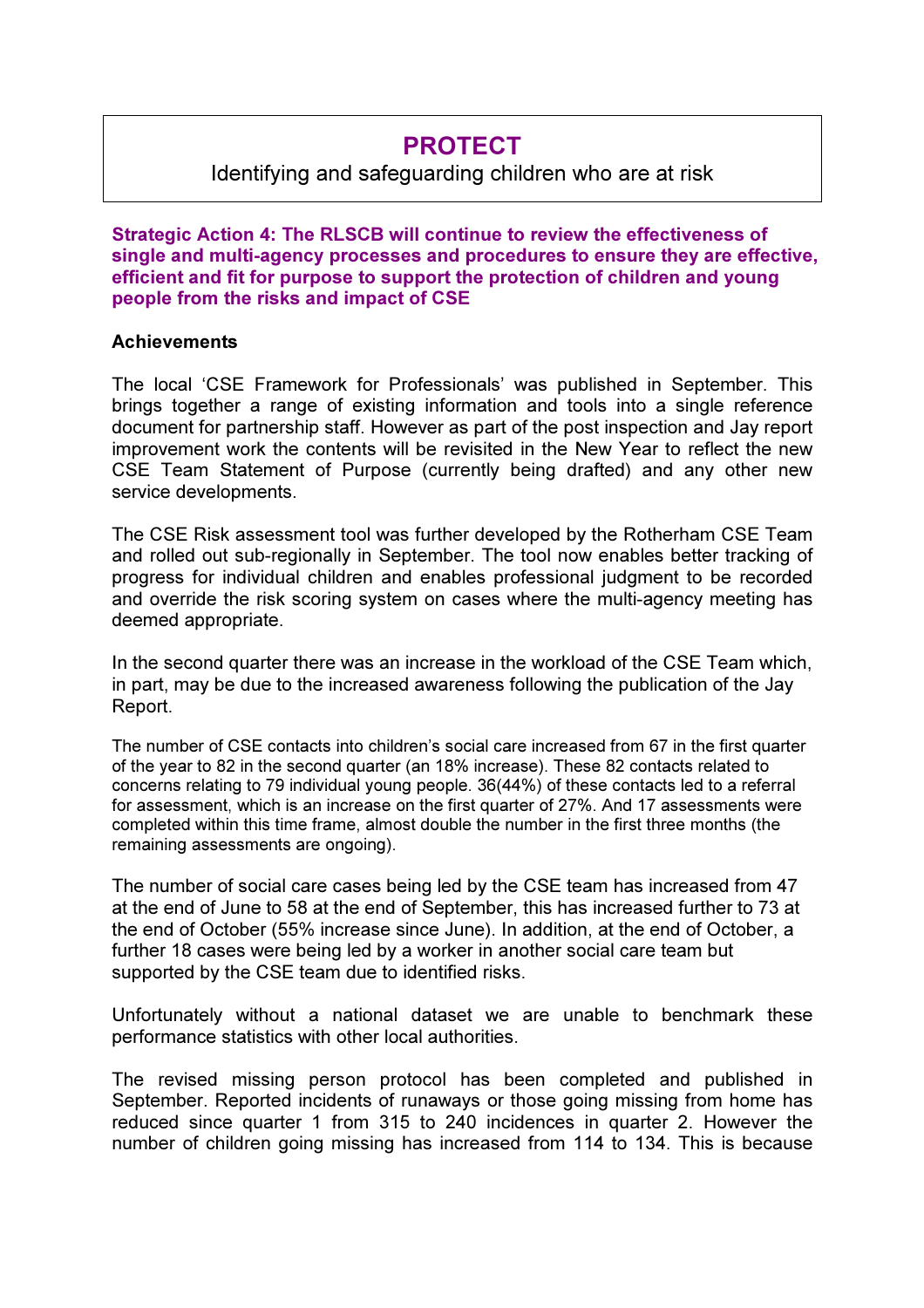# PROTECT

Identifying and safeguarding children who are at risk

**Strategic Action 4: The RLSCB will continue to review the effectiveness of single and multi-agency processes and procedures to ensure they are effective, efficient and fit for purpose to support the protection of children and young people from the risks and impact of CSE**

**Achievements**

The local 'CSE Framework for Professionals' was published in September. This brings together a range of existing information and tools into a single reference document for partnership staff. However as part of the post inspection and Jay report improvement work the contents will be revisited in the New Year to reflect the new CSE Team Statement of Purpose (currently being drafted) and any other new service developments.

The CSE Risk assessment tool was further developed by the Rotherham CSE Team and rolled out sub-regionally in September. The tool now enables better tracking of progress for individual children and enables professional judgment to be recorded and override the risk scoring system on cases where the multi-agency meeting has deemed appropriate.

In the second quarter there was an increase in the workload of the CSE Team which, in part, may be due to the increased awareness following the publication of the Jay Report.

The number of CSE contacts into children's social care increased from 67 in the first quarter of the year to 82 in the second quarter (an 18% increase). These 82 contacts related to concerns relating to 79 individual young people. 36(44%) of these contacts led to a referral for assessment, which is an increase on the first quarter of 27%. And 17 assessments were completed within this time frame, almost double the number in the first three months (the remaining assessments are ongoing).

The number of social care cases being led by the CSE team has increased from 47 at the end of June to 58 at the end of September, this has increased further to 73 at the end of October (55% increase since June). In addition, at the end of October, a further 18 cases were being led by a worker in another social care team but supported by the CSE team due to identified risks.

Unfortunately without a national dataset we are unable to benchmark these performance statistics with other local authorities.

The revised missing person protocol has been completed and published in September. Reported incidents of runaways or those going missing from home has reduced since quarter 1 from 315 to 240 incidences in quarter 2. However the number of children going missing has increased from 114 to 134. This is because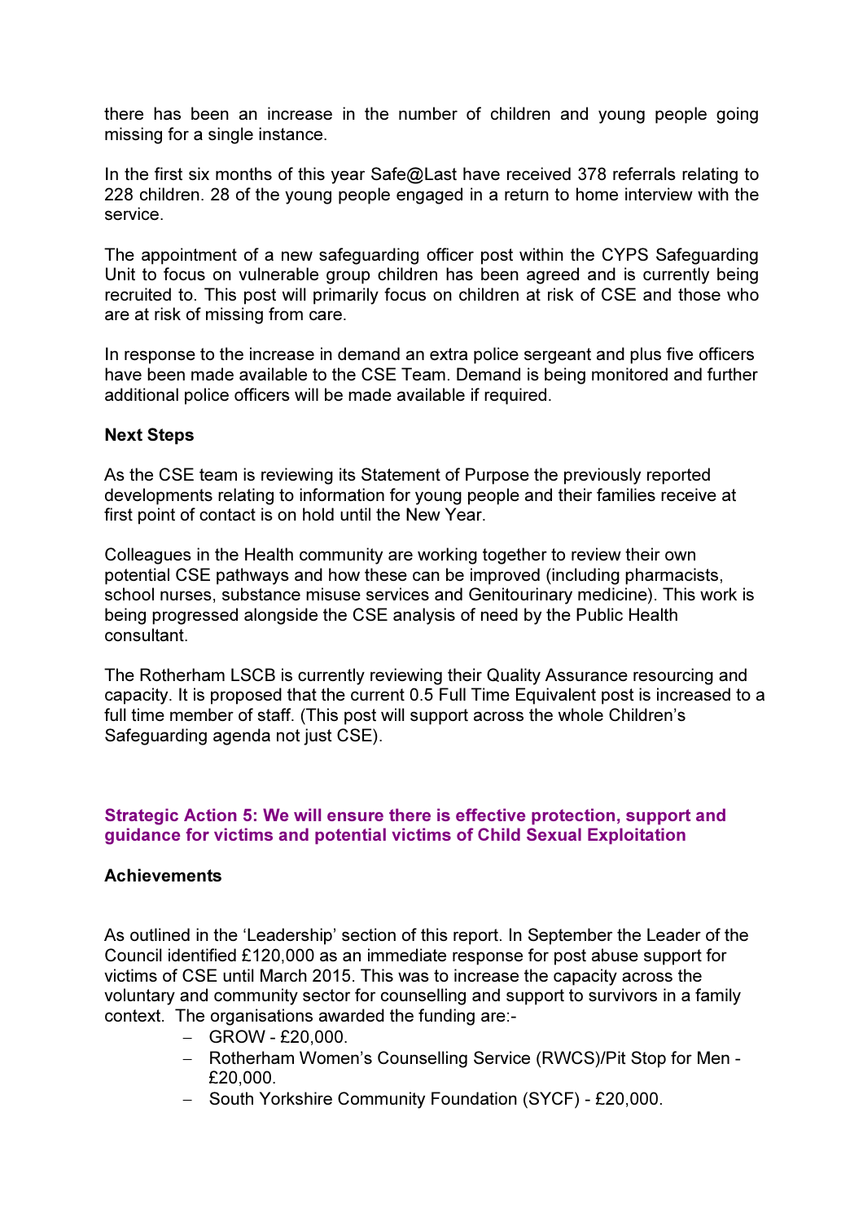there has been an increase in the number of children and young people going missing for a single instance.

In the first six months of this year Safe@Last have received 378 referrals relating to 228 children. 28 of the young people engaged in a return to home interview with the service.

The appointment of a new safeguarding officer post within the CYPS Safeguarding Unit to focus on vulnerable group children has been agreed and is currently being recruited to. This post will primarily focus on children at risk of CSE and those who are at risk of missing from care.

In response to the increase in demand an extra police sergeant and plus five officers have been made available to the CSE Team. Demand is being monitored and further additional police officers will be made available if required.

**Next Steps**

As the CSE team is reviewing its Statement of Purpose the previously reported developments relating to information for young people and their families receive at first point of contact is on hold until the New Year.

Colleagues in the Health community are working together to review their own potential CSE pathways and how these can be improved (including pharmacists, school nurses, substance misuse services and Genitourinary medicine). This work is being progressed alongside the CSE analysis of need by the Public Health consultant.

The Rotherham LSCB is currently reviewing their Quality Assurance resourcing and capacity. It is proposed that the current 0.5 Full Time Equivalent post is increased to a full time member of staff. (This post will support across the whole Children's Safeguarding agenda not just CSE).

### Strategic Action 5: We will ensure there is effective protection, support and guidance for victims and potential victims of Child Sexual Exploitation

**Achievements**

As outlined in the 'Leadership' section of this report. In September the Leader of the Council identified £120,000 as an immediate response for post abuse support for victims of CSE until March 2015. This was to increase the capacity across the voluntary and community sector for counselling and support to survivors in a family context. The organisations awarded the funding are:-

- GROW - £20,000.
- Rotherham Women's Counselling Service (RWCS)/Pit Stop for Men - £20,000.
- South Yorkshire Community Foundation (SYCF) - £20,000.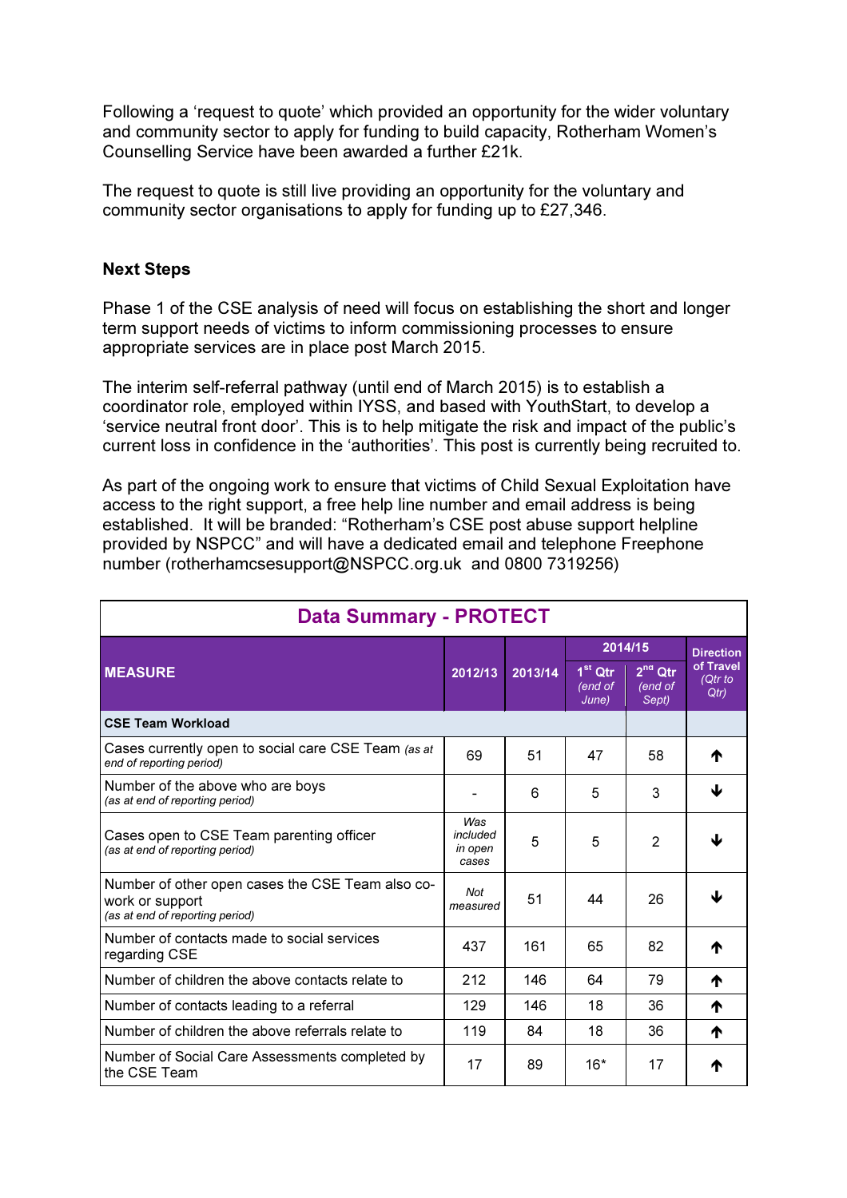Following a 'request to quote' which provided an opportunity for the wider voluntary and community sector to apply for funding to build capacity, Rotherham Women's Counselling Service have been awarded a further £21k.

The request to quote is still live providing an opportunity for the voluntary and community sector organisations to apply for funding up to £27,346.

**Next Steps**

Phase 1 of the CSE analysis of need will focus on establishing the short and longer term support needs of victims to inform commissioning processes to ensure appropriate services are in place post March 2015.

The interim self-referral pathway (until end of March 2015) is to establish a coordinator role, employed within IYSS, and based with YouthStart, to develop a 'service neutral front door'. This is to help mitigate the risk and impact of the public's current loss in confidence in the 'authorities'. This post is currently being recruited to.

As part of the ongoing work to ensure that victims of Child Sexual Exploitation have access to the right support, a free help line number and email address is being established. It will be branded: "Rotherham's CSE post abuse support helpline provided by NSPCC" and will have a dedicated email and telephone Freephone number (rotherhamcsesupport@NSPCC.org.uk and 0800 7319256)

| Data Summary - PROTECT | | | | | |
|---|---|---|---|---|---|
| MEASURE | 2012/13 | 2013/14 | 2014/15 | | Direction of Travel *(Qtr to Qtr)* |
| | | | 1st Qtr *(end of June)* | 2nd Qtr *(end of Sept)* | |
| **CSE Team Workload** | | | | | |
| Cases currently open to social care CSE Team *(as at end of reporting period)* | 69 | 51 | 47 | 58 | ↑ |
| Number of the above who are boys *(as at end of reporting period)* | - | 6 | 5 | 3 | ↓ |
| Cases open to CSE Team parenting officer *(as at end of reporting period)* | *Was included in open cases* | 5 | 5 | 2 | ↓ |
| Number of other open cases the CSE Team also co-work or support *(as at end of reporting period)* | *Not measured* | 51 | 44 | 26 | ↓ |
| Number of contacts made to social services regarding CSE | 437 | 161 | 65 | 82 | ↑ |
| Number of children the above contacts relate to | 212 | 146 | 64 | 79 | ↑ |
| Number of contacts leading to a referral | 129 | 146 | 18 | 36 | ↑ |
| Number of children the above referrals relate to | 119 | 84 | 18 | 36 | ↑ |
| Number of Social Care Assessments completed by the CSE Team | 17 | 89 | 16* | 17 | ↑ |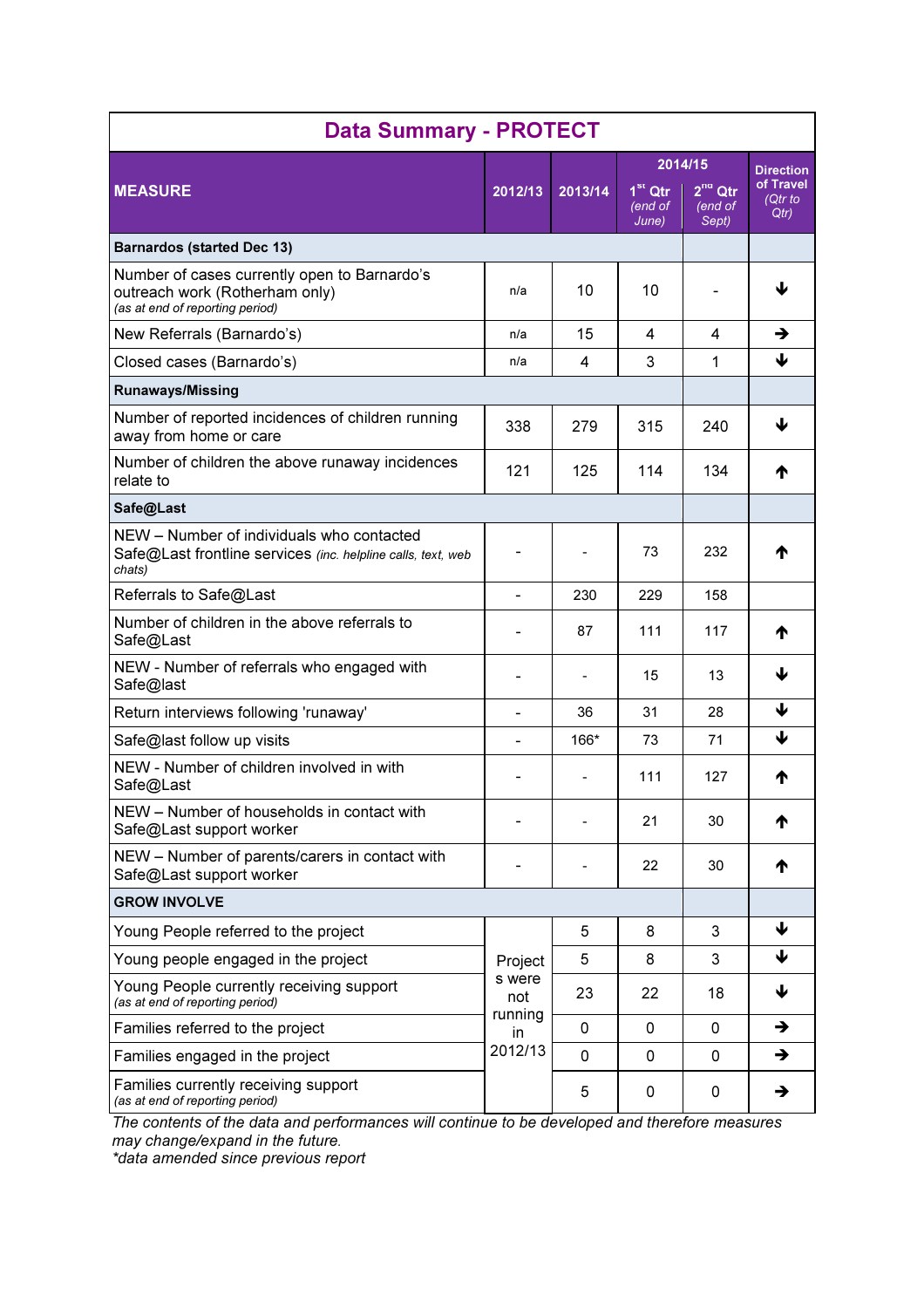## Data Summary - PROTECT

| MEASURE | 2012/13 | 2013/14 | 2014/15 1st Qtr *(end of June)* | 2014/15 2nd Qtr *(end of Sept)* | Direction of Travel *(Qtr to Qtr)* |
|---|---|---|---|---|---|
| **Barnardos (started Dec 13)** | | | | | |
| Number of cases currently open to Barnardo's outreach work (Rotherham only) *(as at end of reporting period)* | n/a | 10 | 10 | - | ↓ |
| New Referrals (Barnardo's) | n/a | 15 | 4 | 4 | → |
| Closed cases (Barnardo's) | n/a | 4 | 3 | 1 | ↓ |
| **Runaways/Missing** | | | | | |
| Number of reported incidences of children running away from home or care | 338 | 279 | 315 | 240 | ↓ |
| Number of children the above runaway incidences relate to | 121 | 125 | 114 | 134 | ↑ |
| **Safe@Last** | | | | | |
| NEW – Number of individuals who contacted Safe@Last frontline services *(inc. helpline calls, text, web chats)* | - | - | 73 | 232 | ↑ |
| Referrals to Safe@Last | - | 230 | 229 | 158 | |
| Number of children in the above referrals to Safe@Last | - | 87 | 111 | 117 | ↑ |
| NEW - Number of referrals who engaged with Safe@last | - | - | 15 | 13 | ↓ |
| Return interviews following 'runaway' | - | 36 | 31 | 28 | ↓ |
| Safe@last follow up visits | - | 166* | 73 | 71 | ↓ |
| NEW - Number of children involved in with Safe@Last | - | - | 111 | 127 | ↑ |
| NEW – Number of households in contact with Safe@Last support worker | - | - | 21 | 30 | ↑ |
| NEW – Number of parents/carers in contact with Safe@Last support worker | - | - | 22 | 30 | ↑ |
| **GROW INVOLVE** | | | | | |
| Young People referred to the project | Projects were not running in 2012/13 | 5 | 8 | 3 | ↓ |
| Young people engaged in the project | | 5 | 8 | 3 | ↓ |
| Young People currently receiving support *(as at end of reporting period)* | | 23 | 22 | 18 | ↓ |
| Families referred to the project | | 0 | 0 | 0 | → |
| Families engaged in the project | | 0 | 0 | 0 | → |
| Families currently receiving support *(as at end of reporting period)* | | 5 | 0 | 0 | → |

*The contents of the data and performances will continue to be developed and therefore measures may change/expand in the future.*

*\*data amended since previous report*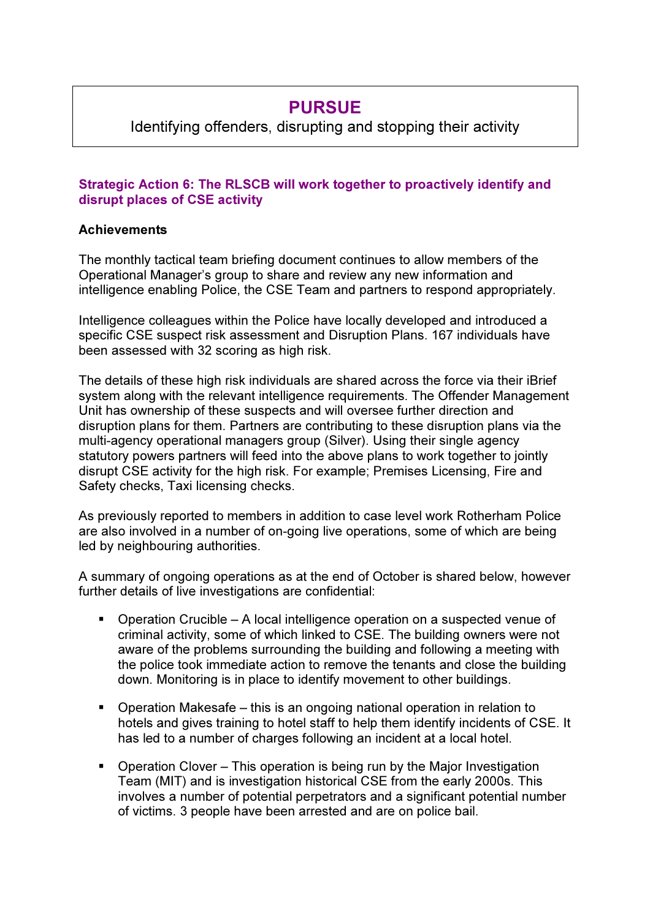# PURSUE

Identifying offenders, disrupting and stopping their activity

### Strategic Action 6: The RLSCB will work together to proactively identify and disrupt places of CSE activity

**Achievements**

The monthly tactical team briefing document continues to allow members of the Operational Manager's group to share and review any new information and intelligence enabling Police, the CSE Team and partners to respond appropriately.

Intelligence colleagues within the Police have locally developed and introduced a specific CSE suspect risk assessment and Disruption Plans. 167 individuals have been assessed with 32 scoring as high risk.

The details of these high risk individuals are shared across the force via their iBrief system along with the relevant intelligence requirements. The Offender Management Unit has ownership of these suspects and will oversee further direction and disruption plans for them. Partners are contributing to these disruption plans via the multi-agency operational managers group (Silver). Using their single agency statutory powers partners will feed into the above plans to work together to jointly disrupt CSE activity for the high risk. For example; Premises Licensing, Fire and Safety checks, Taxi licensing checks.

As previously reported to members in addition to case level work Rotherham Police are also involved in a number of on-going live operations, some of which are being led by neighbouring authorities.

A summary of ongoing operations as at the end of October is shared below, however further details of live investigations are confidential:

- Operation Crucible – A local intelligence operation on a suspected venue of criminal activity, some of which linked to CSE. The building owners were not aware of the problems surrounding the building and following a meeting with the police took immediate action to remove the tenants and close the building down. Monitoring is in place to identify movement to other buildings.
- Operation Makesafe – this is an ongoing national operation in relation to hotels and gives training to hotel staff to help them identify incidents of CSE. It has led to a number of charges following an incident at a local hotel.
- Operation Clover – This operation is being run by the Major Investigation Team (MIT) and is investigation historical CSE from the early 2000s. This involves a number of potential perpetrators and a significant potential number of victims. 3 people have been arrested and are on police bail.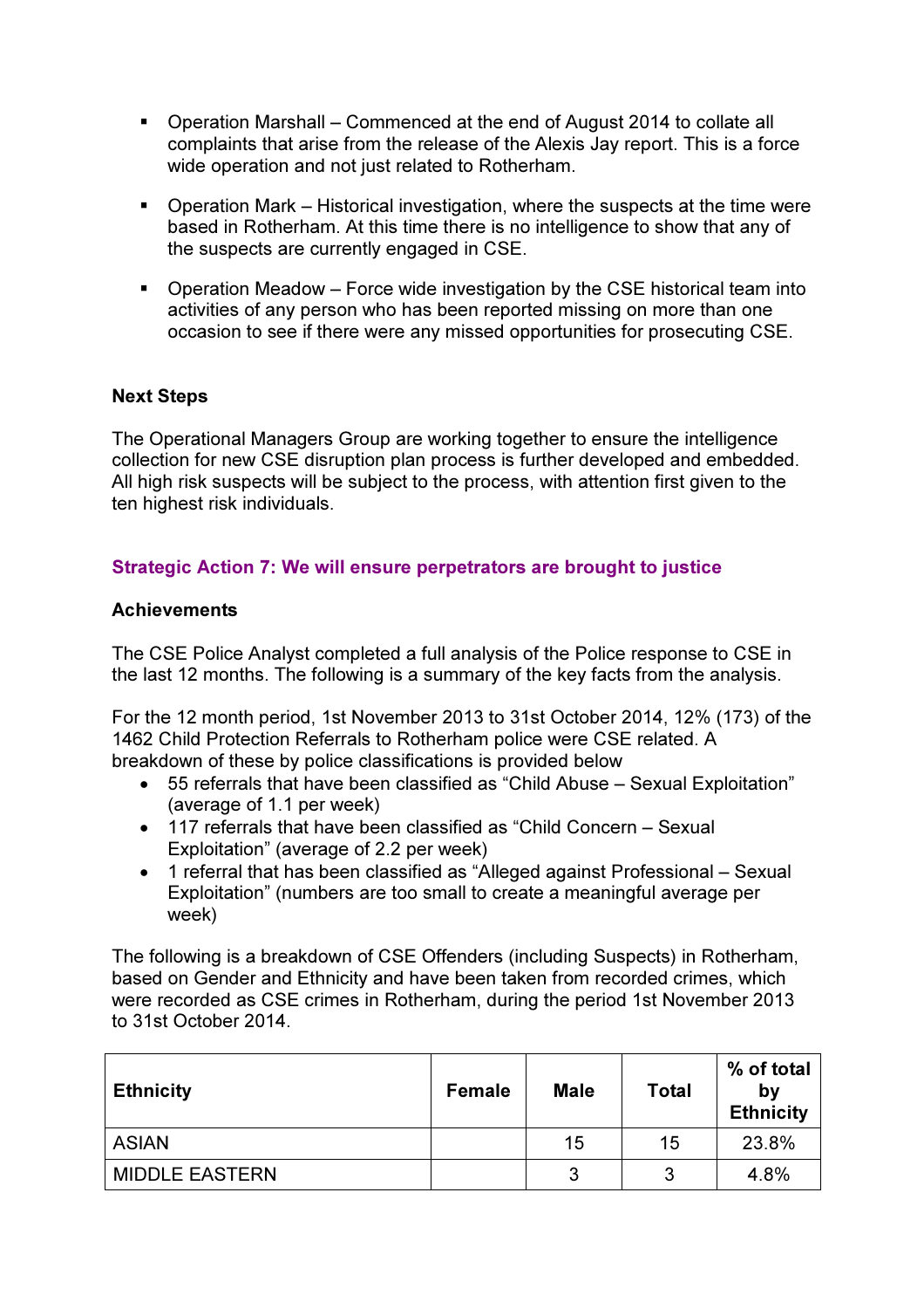- Operation Marshall – Commenced at the end of August 2014 to collate all complaints that arise from the release of the Alexis Jay report. This is a force wide operation and not just related to Rotherham.

- Operation Mark – Historical investigation, where the suspects at the time were based in Rotherham. At this time there is no intelligence to show that any of the suspects are currently engaged in CSE.

- Operation Meadow – Force wide investigation by the CSE historical team into activities of any person who has been reported missing on more than one occasion to see if there were any missed opportunities for prosecuting CSE.

**Next Steps**

The Operational Managers Group are working together to ensure the intelligence collection for new CSE disruption plan process is further developed and embedded. All high risk suspects will be subject to the process, with attention first given to the ten highest risk individuals.

### Strategic Action 7: We will ensure perpetrators are brought to justice

**Achievements**

The CSE Police Analyst completed a full analysis of the Police response to CSE in the last 12 months. The following is a summary of the key facts from the analysis.

For the 12 month period, 1st November 2013 to 31st October 2014, 12% (173) of the 1462 Child Protection Referrals to Rotherham police were CSE related. A breakdown of these by police classifications is provided below

- 55 referrals that have been classified as "Child Abuse – Sexual Exploitation" (average of 1.1 per week)
- 117 referrals that have been classified as "Child Concern – Sexual Exploitation" (average of 2.2 per week)
- 1 referral that has been classified as "Alleged against Professional – Sexual Exploitation" (numbers are too small to create a meaningful average per week)

The following is a breakdown of CSE Offenders (including Suspects) in Rotherham, based on Gender and Ethnicity and have been taken from recorded crimes, which were recorded as CSE crimes in Rotherham, during the period 1st November 2013 to 31st October 2014.

| Ethnicity | Female | Male | Total | % of total by Ethnicity |
|---|---|---|---|---|
| ASIAN | | 15 | 15 | 23.8% |
| MIDDLE EASTERN | | 3 | 3 | 4.8% |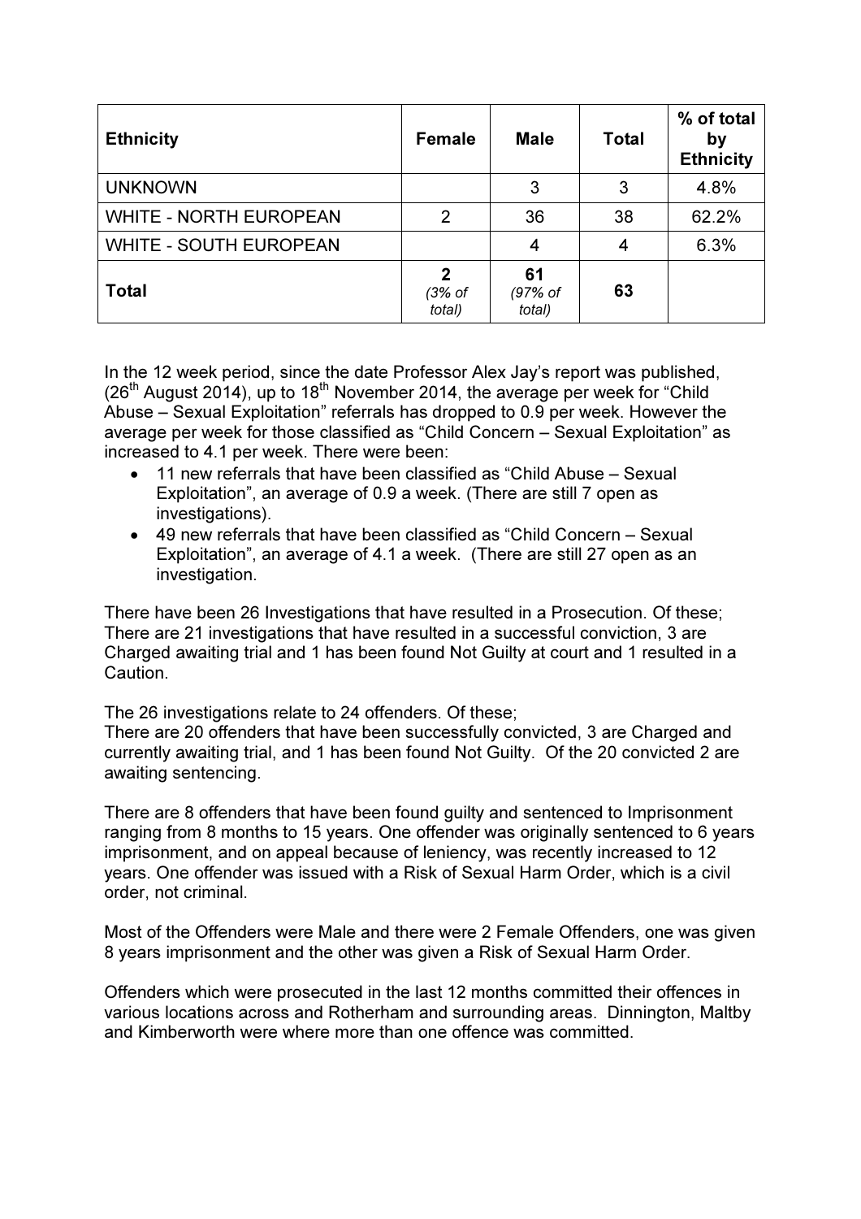| Ethnicity | Female | Male | Total | % of total by Ethnicity |
|---|---|---|---|---|
| UNKNOWN | | 3 | 3 | 4.8% |
| WHITE - NORTH EUROPEAN | 2 | 36 | 38 | 62.2% |
| WHITE - SOUTH EUROPEAN | | 4 | 4 | 6.3% |
| **Total** | **2** *(3% of total)* | **61** *(97% of total)* | **63** | |

In the 12 week period, since the date Professor Alex Jay's report was published, (26th August 2014), up to 18th November 2014, the average per week for "Child Abuse – Sexual Exploitation" referrals has dropped to 0.9 per week. However the average per week for those classified as "Child Concern – Sexual Exploitation" as increased to 4.1 per week. There were been:

- 11 new referrals that have been classified as "Child Abuse – Sexual Exploitation", an average of 0.9 a week. (There are still 7 open as investigations).
- 49 new referrals that have been classified as "Child Concern – Sexual Exploitation", an average of 4.1 a week. (There are still 27 open as an investigation.

There have been 26 Investigations that have resulted in a Prosecution. Of these; There are 21 investigations that have resulted in a successful conviction, 3 are Charged awaiting trial and 1 has been found Not Guilty at court and 1 resulted in a Caution.

The 26 investigations relate to 24 offenders. Of these;
There are 20 offenders that have been successfully convicted, 3 are Charged and currently awaiting trial, and 1 has been found Not Guilty. Of the 20 convicted 2 are awaiting sentencing.

There are 8 offenders that have been found guilty and sentenced to Imprisonment ranging from 8 months to 15 years. One offender was originally sentenced to 6 years imprisonment, and on appeal because of leniency, was recently increased to 12 years. One offender was issued with a Risk of Sexual Harm Order, which is a civil order, not criminal.

Most of the Offenders were Male and there were 2 Female Offenders, one was given 8 years imprisonment and the other was given a Risk of Sexual Harm Order.

Offenders which were prosecuted in the last 12 months committed their offences in various locations across and Rotherham and surrounding areas. Dinnington, Maltby and Kimberworth were where more than one offence was committed.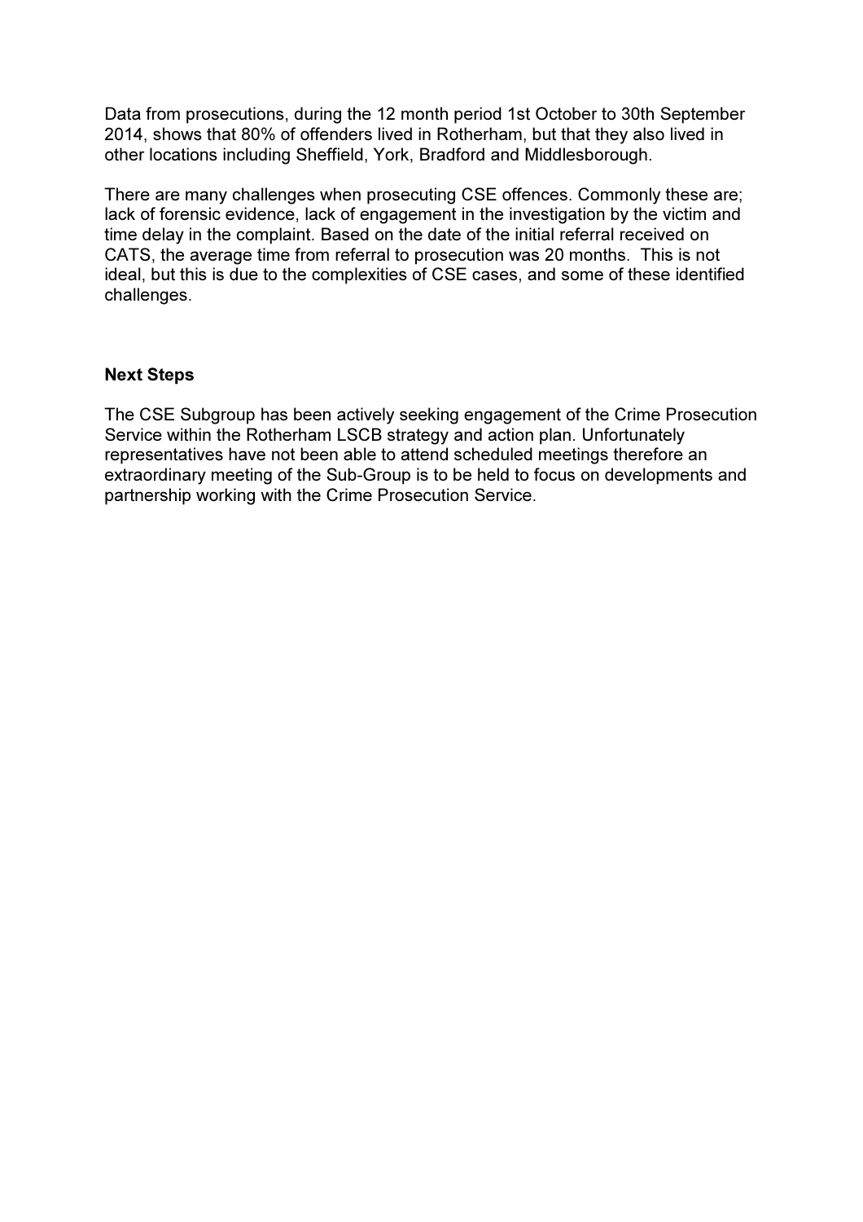Data from prosecutions, during the 12 month period 1st October to 30th September 2014, shows that 80% of offenders lived in Rotherham, but that they also lived in other locations including Sheffield, York, Bradford and Middlesborough.

There are many challenges when prosecuting CSE offences. Commonly these are; lack of forensic evidence, lack of engagement in the investigation by the victim and time delay in the complaint. Based on the date of the initial referral received on CATS, the average time from referral to prosecution was 20 months. This is not ideal, but this is due to the complexities of CSE cases, and some of these identified challenges.

**Next Steps**

The CSE Subgroup has been actively seeking engagement of the Crime Prosecution Service within the Rotherham LSCB strategy and action plan. Unfortunately representatives have not been able to attend scheduled meetings therefore an extraordinary meeting of the Sub-Group is to be held to focus on developments and partnership working with the Crime Prosecution Service.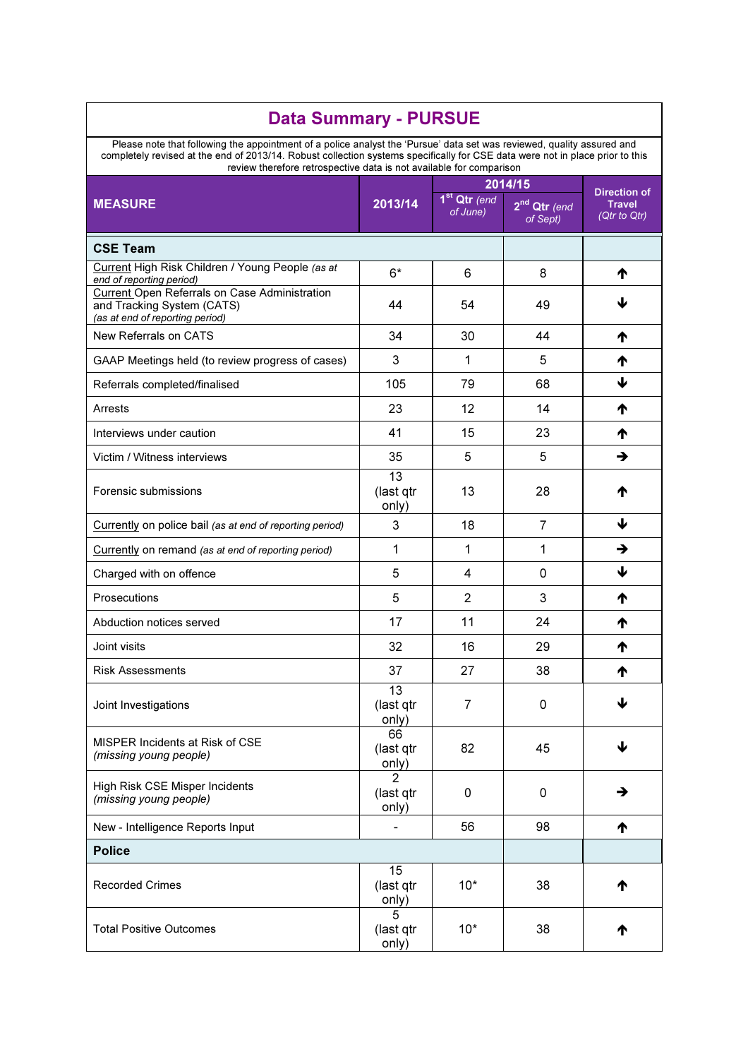## Data Summary - PURSUE

Please note that following the appointment of a police analyst the 'Pursue' data set was reviewed, quality assured and completely revised at the end of 2013/14. Robust collection systems specifically for CSE data were not in place prior to this review therefore retrospective data is not available for comparison

| MEASURE | 2013/14 | 2014/15 | | Direction of Travel *(Qtr to Qtr)* |
|---|---|---|---|---|
| | | 1st Qtr *(end of June)* | 2nd Qtr *(end of Sept)* | |
| **CSE Team** | | | | |
| Current High Risk Children / Young People *(as at end of reporting period)* | 6* | 6 | 8 | ↑ |
| Current Open Referrals on Case Administration and Tracking System (CATS) *(as at end of reporting period)* | 44 | 54 | 49 | ↓ |
| New Referrals on CATS | 34 | 30 | 44 | ↑ |
| GAAP Meetings held (to review progress of cases) | 3 | 1 | 5 | ↑ |
| Referrals completed/finalised | 105 | 79 | 68 | ↓ |
| Arrests | 23 | 12 | 14 | ↑ |
| Interviews under caution | 41 | 15 | 23 | ↑ |
| Victim / Witness interviews | 35 | 5 | 5 | → |
| Forensic submissions | 13 (last qtr only) | 13 | 28 | ↑ |
| Currently on police bail *(as at end of reporting period)* | 3 | 18 | 7 | ↓ |
| Currently on remand *(as at end of reporting period)* | 1 | 1 | 1 | → |
| Charged with on offence | 5 | 4 | 0 | ↓ |
| Prosecutions | 5 | 2 | 3 | ↑ |
| Abduction notices served | 17 | 11 | 24 | ↑ |
| Joint visits | 32 | 16 | 29 | ↑ |
| Risk Assessments | 37 | 27 | 38 | ↑ |
| Joint Investigations | 13 (last qtr only) | 7 | 0 | ↓ |
| MISPER Incidents at Risk of CSE *(missing young people)* | 66 (last qtr only) | 82 | 45 | ↓ |
| High Risk CSE Misper Incidents *(missing young people)* | 2 (last qtr only) | 0 | 0 | → |
| New - Intelligence Reports Input | - | 56 | 98 | ↑ |
| **Police** | | | | |
| Recorded Crimes | 15 (last qtr only) | 10* | 38 | ↑ |
| Total Positive Outcomes | 5 (last qtr only) | 10* | 38 | ↑ |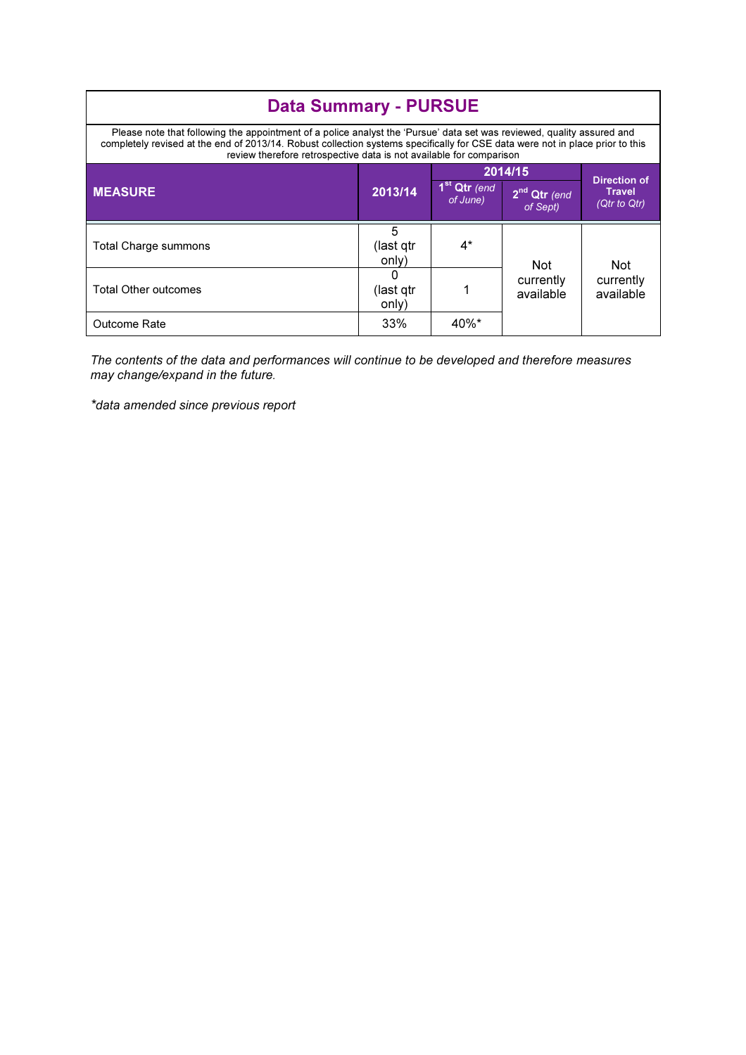## Data Summary - PURSUE

Please note that following the appointment of a police analyst the 'Pursue' data set was reviewed, quality assured and completely revised at the end of 2013/14. Robust collection systems specifically for CSE data were not in place prior to this review therefore retrospective data is not available for comparison

| MEASURE | 2013/14 | 2014/15 | | Direction of Travel *(Qtr to Qtr)* |
|---|---|---|---|---|
| | | 1st Qtr *(end of June)* | 2nd Qtr *(end of Sept)* | |
| Total Charge summons | 5 (last qtr only) | 4* | Not currently available | Not currently available |
| Total Other outcomes | 0 (last qtr only) | 1 | | |
| Outcome Rate | 33% | 40%* | | |

*The contents of the data and performances will continue to be developed and therefore measures may change/expand in the future.*

*\*data amended since previous report*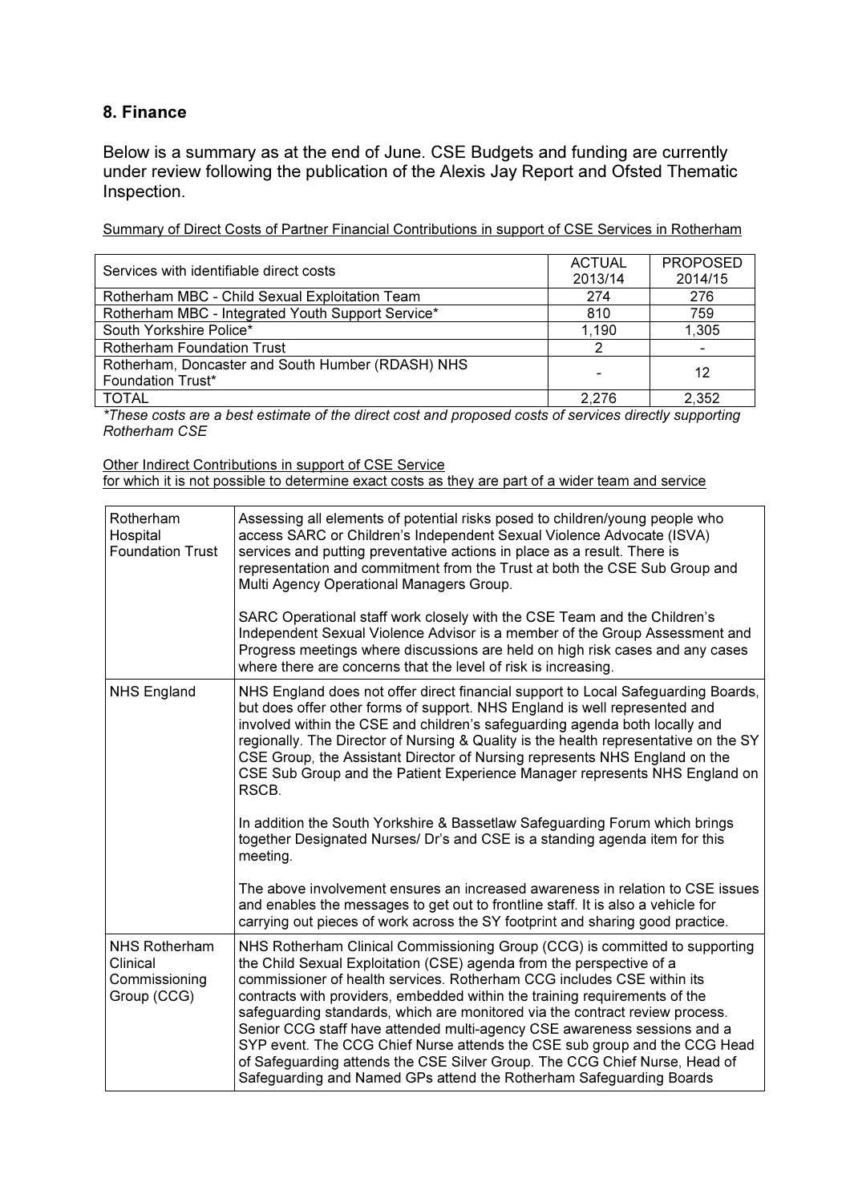## 8. Finance

Below is a summary as at the end of June. CSE Budgets and funding are currently under review following the publication of the Alexis Jay Report and Ofsted Thematic Inspection.

Summary of Direct Costs of Partner Financial Contributions in support of CSE Services in Rotherham

| Services with identifiable direct costs | ACTUAL 2013/14 | PROPOSED 2014/15 |
|---|---|---|
| Rotherham MBC - Child Sexual Exploitation Team | 274 | 276 |
| Rotherham MBC - Integrated Youth Support Service* | 810 | 759 |
| South Yorkshire Police* | 1,190 | 1,305 |
| Rotherham Foundation Trust | 2 | - |
| Rotherham, Doncaster and South Humber (RDASH) NHS Foundation Trust* | - | 12 |
| TOTAL | 2,276 | 2,352 |

*These costs are a best estimate of the direct cost and proposed costs of services directly supporting Rotherham CSE*

Other Indirect Contributions in support of CSE Service
for which it is not possible to determine exact costs as they are part of a wider team and service

| | |
|---|---|
| Rotherham Hospital Foundation Trust | Assessing all elements of potential risks posed to children/young people who access SARC or Children's Independent Sexual Violence Advocate (ISVA) services and putting preventative actions in place as a result. There is representation and commitment from the Trust at both the CSE Sub Group and Multi Agency Operational Managers Group.<br><br>SARC Operational staff work closely with the CSE Team and the Children's Independent Sexual Violence Advisor is a member of the Group Assessment and Progress meetings where discussions are held on high risk cases and any cases where there are concerns that the level of risk is increasing. |
| NHS England | NHS England does not offer direct financial support to Local Safeguarding Boards, but does offer other forms of support. NHS England is well represented and involved within the CSE and children's safeguarding agenda both locally and regionally. The Director of Nursing & Quality is the health representative on the SY CSE Group, the Assistant Director of Nursing represents NHS England on the CSE Sub Group and the Patient Experience Manager represents NHS England on RSCB.<br><br>In addition the South Yorkshire & Bassetlaw Safeguarding Forum which brings together Designated Nurses/ Dr's and CSE is a standing agenda item for this meeting.<br><br>The above involvement ensures an increased awareness in relation to CSE issues and enables the messages to get out to frontline staff. It is also a vehicle for carrying out pieces of work across the SY footprint and sharing good practice. |
| NHS Rotherham Clinical Commissioning Group (CCG) | NHS Rotherham Clinical Commissioning Group (CCG) is committed to supporting the Child Sexual Exploitation (CSE) agenda from the perspective of a commissioner of health services. Rotherham CCG includes CSE within its contracts with providers, embedded within the training requirements of the safeguarding standards, which are monitored via the contract review process. Senior CCG staff have attended multi-agency CSE awareness sessions and a SYP event. The CCG Chief Nurse attends the CSE sub group and the CCG Head of Safeguarding attends the CSE Silver Group. The CCG Chief Nurse, Head of Safeguarding and Named GPs attend the Rotherham Safeguarding Boards |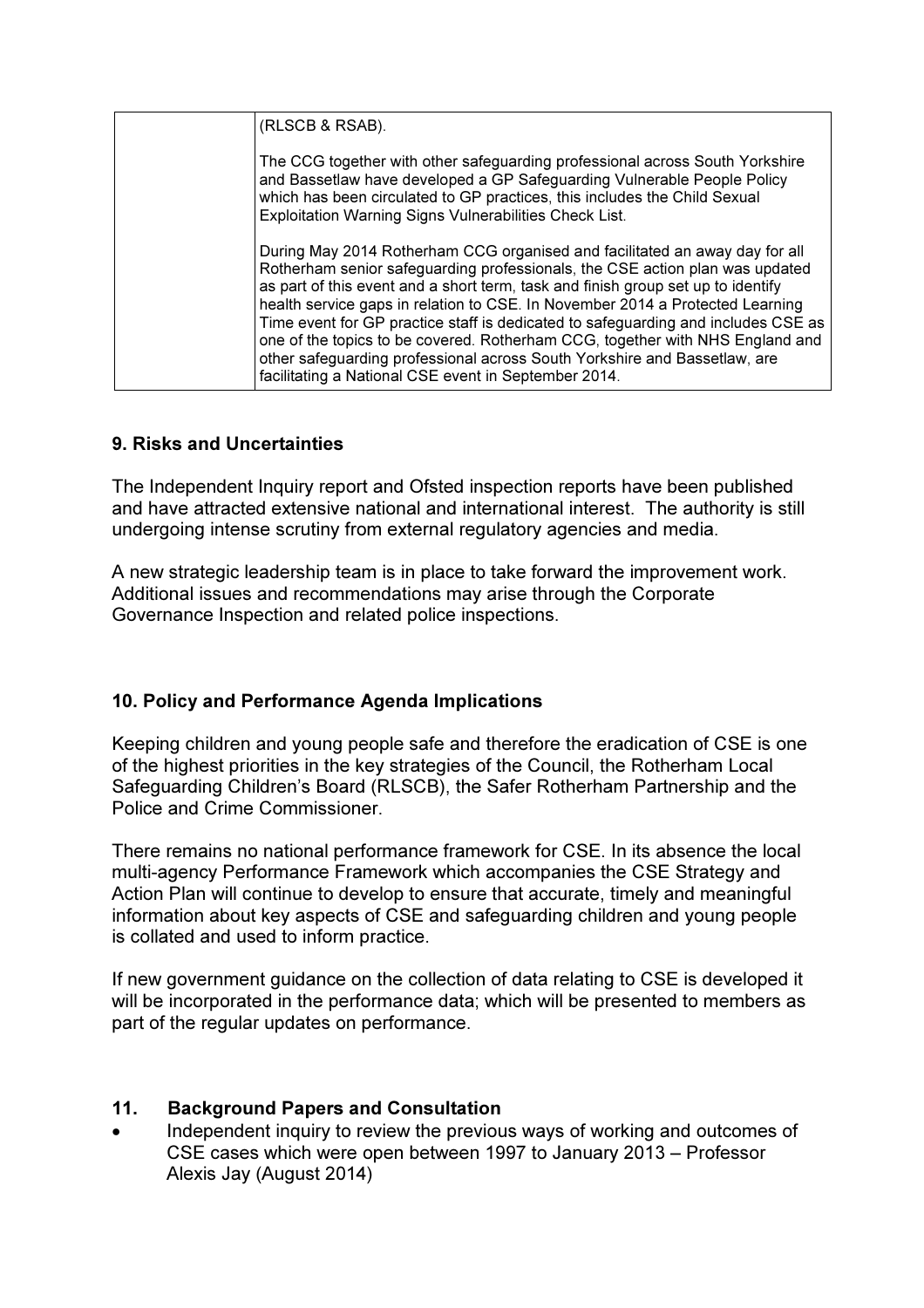| | |
|---|---|
| | (RLSCB & RSAB).<br><br>The CCG together with other safeguarding professional across South Yorkshire and Bassetlaw have developed a GP Safeguarding Vulnerable People Policy which has been circulated to GP practices, this includes the Child Sexual Exploitation Warning Signs Vulnerabilities Check List.<br><br>During May 2014 Rotherham CCG organised and facilitated an away day for all Rotherham senior safeguarding professionals, the CSE action plan was updated as part of this event and a short term, task and finish group set up to identify health service gaps in relation to CSE. In November 2014 a Protected Learning Time event for GP practice staff is dedicated to safeguarding and includes CSE as one of the topics to be covered. Rotherham CCG, together with NHS England and other safeguarding professional across South Yorkshire and Bassetlaw, are facilitating a National CSE event in September 2014. |

## 9. Risks and Uncertainties

The Independent Inquiry report and Ofsted inspection reports have been published and have attracted extensive national and international interest. The authority is still undergoing intense scrutiny from external regulatory agencies and media.

A new strategic leadership team is in place to take forward the improvement work. Additional issues and recommendations may arise through the Corporate Governance Inspection and related police inspections.

## 10. Policy and Performance Agenda Implications

Keeping children and young people safe and therefore the eradication of CSE is one of the highest priorities in the key strategies of the Council, the Rotherham Local Safeguarding Children's Board (RLSCB), the Safer Rotherham Partnership and the Police and Crime Commissioner.

There remains no national performance framework for CSE. In its absence the local multi-agency Performance Framework which accompanies the CSE Strategy and Action Plan will continue to develop to ensure that accurate, timely and meaningful information about key aspects of CSE and safeguarding children and young people is collated and used to inform practice.

If new government guidance on the collection of data relating to CSE is developed it will be incorporated in the performance data; which will be presented to members as part of the regular updates on performance.

## 11. Background Papers and Consultation

- Independent inquiry to review the previous ways of working and outcomes of CSE cases which were open between 1997 to January 2013 – Professor Alexis Jay (August 2014)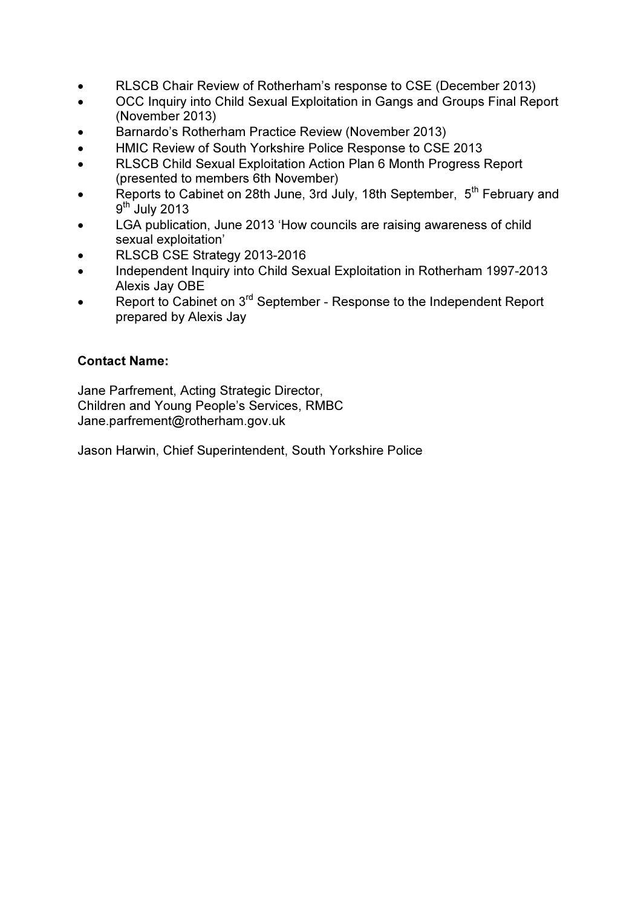- RLSCB Chair Review of Rotherham's response to CSE (December 2013)
- OCC Inquiry into Child Sexual Exploitation in Gangs and Groups Final Report (November 2013)
- Barnardo's Rotherham Practice Review (November 2013)
- HMIC Review of South Yorkshire Police Response to CSE 2013
- RLSCB Child Sexual Exploitation Action Plan 6 Month Progress Report (presented to members 6th November)
- Reports to Cabinet on 28th June, 3rd July, 18th September, 5th February and 9th July 2013
- LGA publication, June 2013 'How councils are raising awareness of child sexual exploitation'
- RLSCB CSE Strategy 2013-2016
- Independent Inquiry into Child Sexual Exploitation in Rotherham 1997-2013 Alexis Jay OBE
- Report to Cabinet on 3rd September - Response to the Independent Report prepared by Alexis Jay

**Contact Name:**

Jane Parfrement, Acting Strategic Director,
Children and Young People's Services, RMBC
Jane.parfrement@rotherham.gov.uk

Jason Harwin, Chief Superintendent, South Yorkshire Police